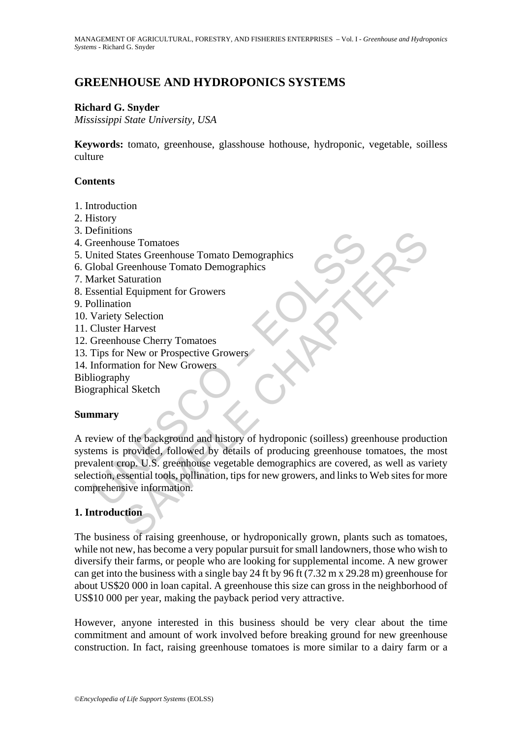# GREENHOUSE AND HYDROPONICS SYSTEMS

**Richard G. Snyder**

*Mississippi State University, USA*

**Keywords:** tomato, greenhouse, glasshouse hothouse, hydroponic, vegetable, soilless culture

## Contents

1. Introduction
2. History
3. Definitions
4. Greenhouse Tomatoes
5. United States Greenhouse Tomato Demographics
6. Global Greenhouse Tomato Demographics
7. Market Saturation
8. Essential Equipment for Growers
9. Pollination
10. Variety Selection
11. Cluster Harvest
12. Greenhouse Cherry Tomatoes
13. Tips for New or Prospective Growers
14. Information for New Growers

Bibliography

Biographical Sketch

## Summary

A review of the background and history of hydroponic (soilless) greenhouse production systems is provided, followed by details of producing greenhouse tomatoes, the most prevalent crop. U.S. greenhouse vegetable demographics are covered, as well as variety selection, essential tools, pollination, tips for new growers, and links to Web sites for more comprehensive information.

## 1. Introduction

The business of raising greenhouse, or hydroponically grown, plants such as tomatoes, while not new, has become a very popular pursuit for small landowners, those who wish to diversify their farms, or people who are looking for supplemental income. A new grower can get into the business with a single bay 24 ft by 96 ft (7.32 m x 29.28 m) greenhouse for about US$20 000 in loan capital. A greenhouse this size can gross in the neighborhood of US$10 000 per year, making the payback period very attractive.

However, anyone interested in this business should be very clear about the time commitment and amount of work involved before breaking ground for new greenhouse construction. In fact, raising greenhouse tomatoes is more similar to a dairy farm or a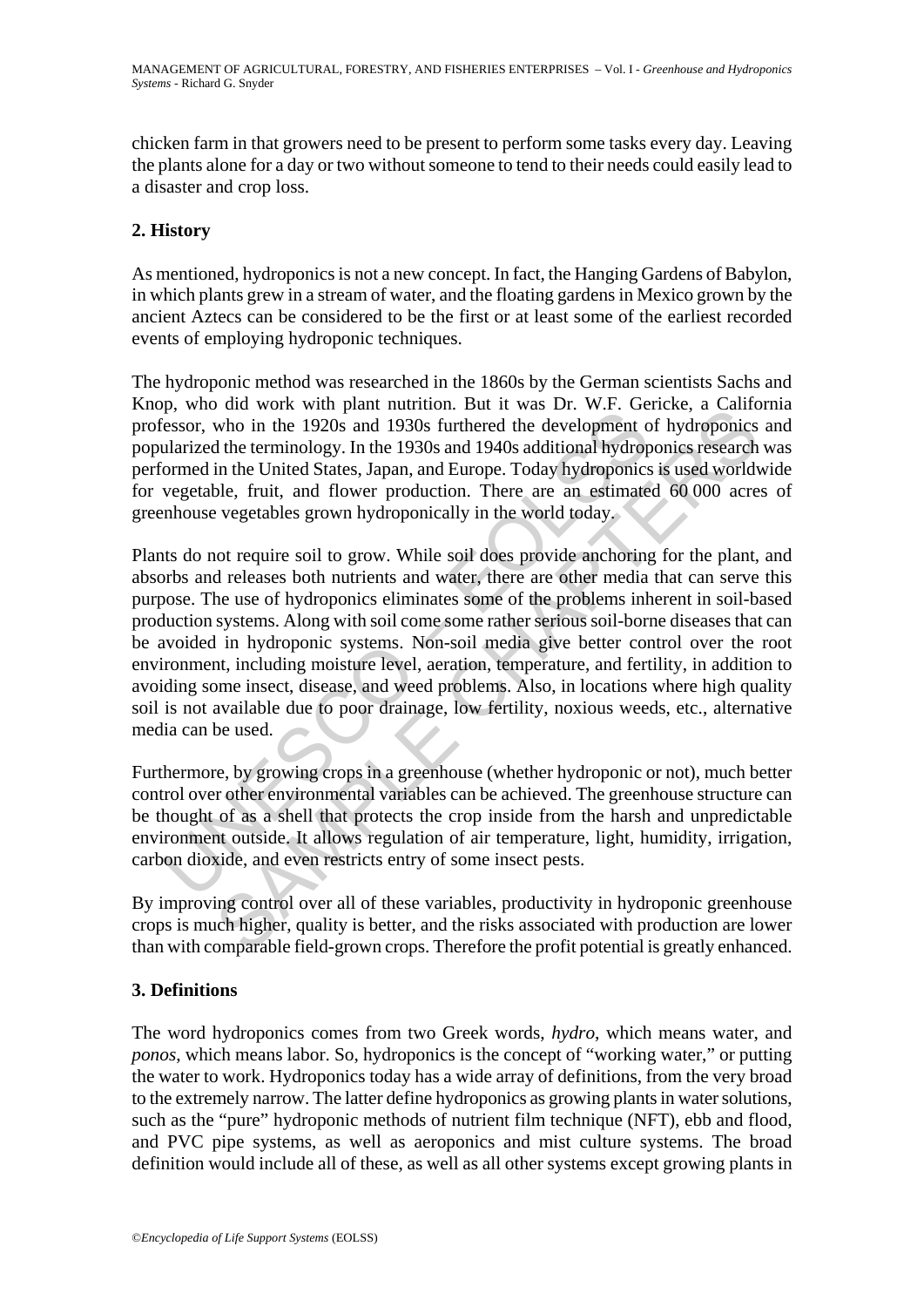chicken farm in that growers need to be present to perform some tasks every day. Leaving the plants alone for a day or two without someone to tend to their needs could easily lead to a disaster and crop loss.

## 2. History

As mentioned, hydroponics is not a new concept. In fact, the Hanging Gardens of Babylon, in which plants grew in a stream of water, and the floating gardens in Mexico grown by the ancient Aztecs can be considered to be the first or at least some of the earliest recorded events of employing hydroponic techniques.

The hydroponic method was researched in the 1860s by the German scientists Sachs and Knop, who did work with plant nutrition. But it was Dr. W.F. Gericke, a California professor, who in the 1920s and 1930s furthered the development of hydroponics and popularized the terminology. In the 1930s and 1940s additional hydroponics research was performed in the United States, Japan, and Europe. Today hydroponics is used worldwide for vegetable, fruit, and flower production. There are an estimated 60 000 acres of greenhouse vegetables grown hydroponically in the world today.

Plants do not require soil to grow. While soil does provide anchoring for the plant, and absorbs and releases both nutrients and water, there are other media that can serve this purpose. The use of hydroponics eliminates some of the problems inherent in soil-based production systems. Along with soil come some rather serious soil-borne diseases that can be avoided in hydroponic systems. Non-soil media give better control over the root environment, including moisture level, aeration, temperature, and fertility, in addition to avoiding some insect, disease, and weed problems. Also, in locations where high quality soil is not available due to poor drainage, low fertility, noxious weeds, etc., alternative media can be used.

Furthermore, by growing crops in a greenhouse (whether hydroponic or not), much better control over other environmental variables can be achieved. The greenhouse structure can be thought of as a shell that protects the crop inside from the harsh and unpredictable environment outside. It allows regulation of air temperature, light, humidity, irrigation, carbon dioxide, and even restricts entry of some insect pests.

By improving control over all of these variables, productivity in hydroponic greenhouse crops is much higher, quality is better, and the risks associated with production are lower than with comparable field-grown crops. Therefore the profit potential is greatly enhanced.

## 3. Definitions

The word hydroponics comes from two Greek words, *hydro*, which means water, and *ponos*, which means labor. So, hydroponics is the concept of "working water," or putting the water to work. Hydroponics today has a wide array of definitions, from the very broad to the extremely narrow. The latter define hydroponics as growing plants in water solutions, such as the "pure" hydroponic methods of nutrient film technique (NFT), ebb and flood, and PVC pipe systems, as well as aeroponics and mist culture systems. The broad definition would include all of these, as well as all other systems except growing plants in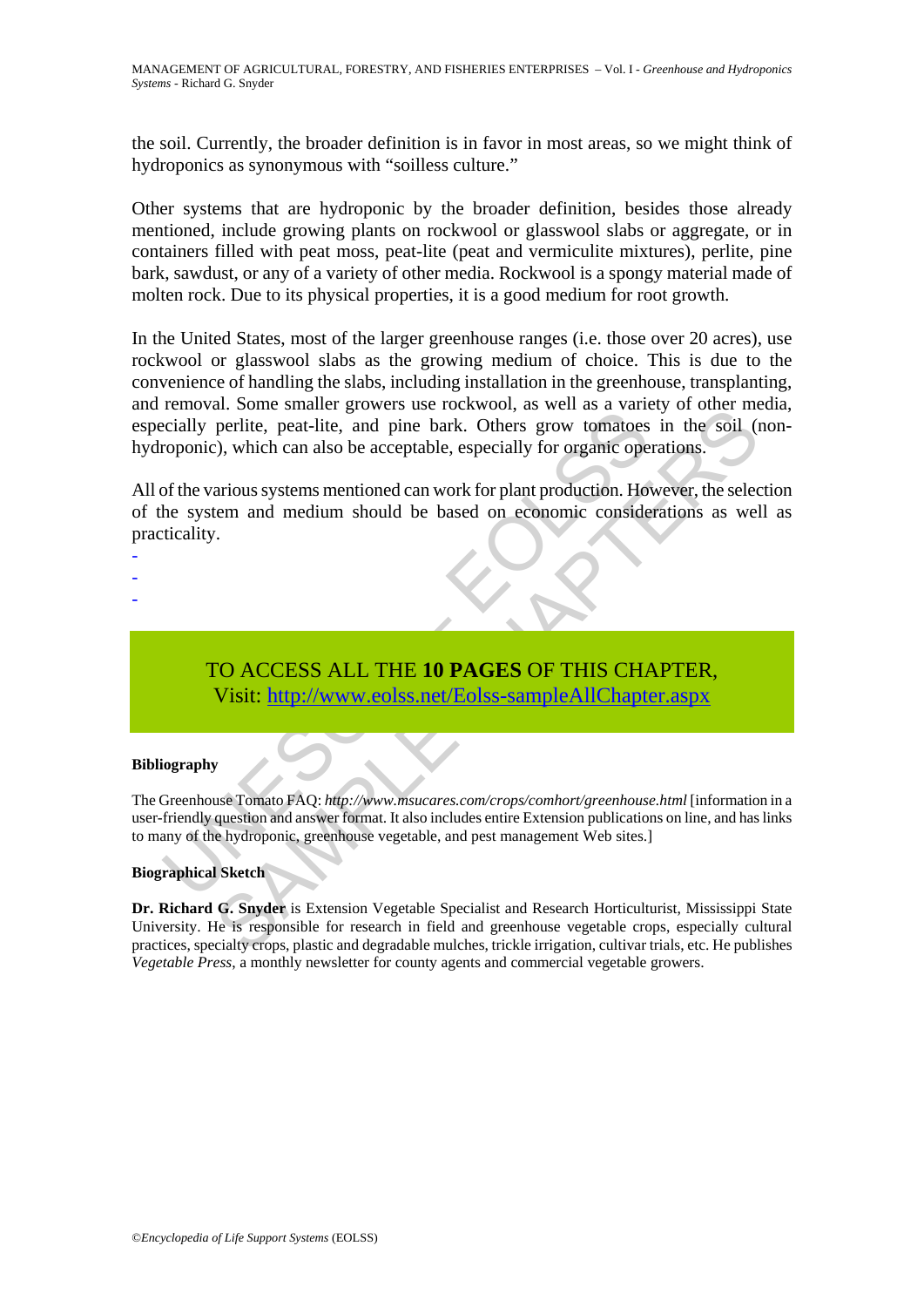the soil. Currently, the broader definition is in favor in most areas, so we might think of hydroponics as synonymous with "soilless culture."

Other systems that are hydroponic by the broader definition, besides those already mentioned, include growing plants on rockwool or glasswool slabs or aggregate, or in containers filled with peat moss, peat-lite (peat and vermiculite mixtures), perlite, pine bark, sawdust, or any of a variety of other media. Rockwool is a spongy material made of molten rock. Due to its physical properties, it is a good medium for root growth.

In the United States, most of the larger greenhouse ranges (i.e. those over 20 acres), use rockwool or glasswool slabs as the growing medium of choice. This is due to the convenience of handling the slabs, including installation in the greenhouse, transplanting, and removal. Some smaller growers use rockwool, as well as a variety of other media, especially perlite, peat-lite, and pine bark. Others grow tomatoes in the soil (non-hydroponic), which can also be acceptable, especially for organic operations.

All of the various systems mentioned can work for plant production. However, the selection of the system and medium should be based on economic considerations as well as practicality.

-
-
-

TO ACCESS ALL THE **10 PAGES** OF THIS CHAPTER,
Visit: http://www.eolss.net/Eolss-sampleAllChapter.aspx

**Bibliography**

The Greenhouse Tomato FAQ: *http://www.msucares.com/crops/comhort/greenhouse.html* [information in a user-friendly question and answer format. It also includes entire Extension publications on line, and has links to many of the hydroponic, greenhouse vegetable, and pest management Web sites.]

**Biographical Sketch**

**Dr. Richard G. Snyder** is Extension Vegetable Specialist and Research Horticulturist, Mississippi State University. He is responsible for research in field and greenhouse vegetable crops, especially cultural practices, specialty crops, plastic and degradable mulches, trickle irrigation, cultivar trials, etc. He publishes *Vegetable Press*, a monthly newsletter for county agents and commercial vegetable growers.